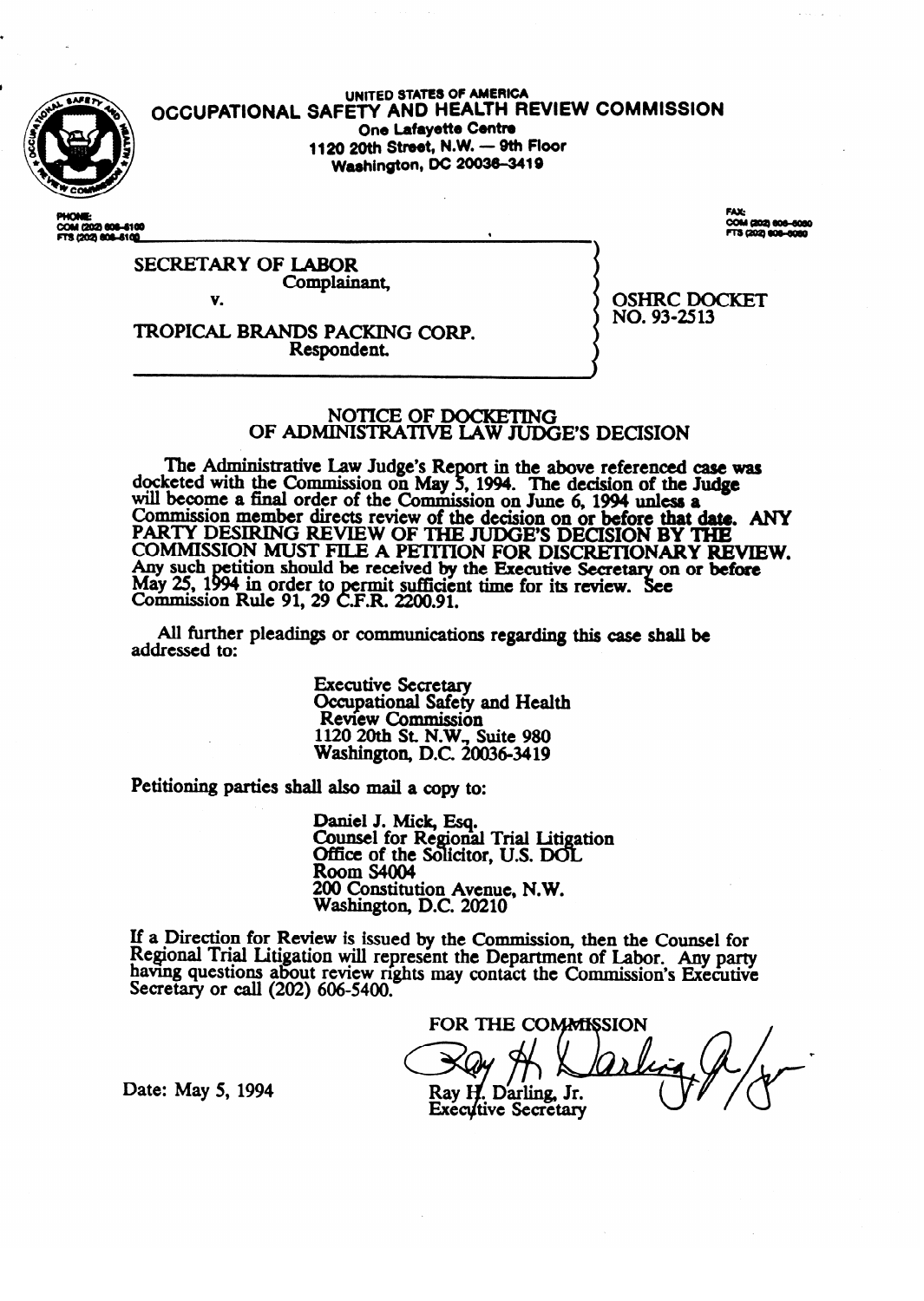UNITED STATES OF AMERICA

# OCCUPATIONAL SAFETY AND HEALTH REVIEW COMMISSION

One Lafayette Centre
1120 20th Street, N.W. — 9th Floor
Washington, DC 20036-3419

PHONE:
COM (202) 606-5100
FTS (202) 606-5100

FAX:
COM (202) 606-5050
FTS (202) 606-5050

SECRETARY OF LABOR
Complainant,

v.

TROPICAL BRANDS PACKING CORP.
Respondent.

OSHRC DOCKET
NO. 93-2513

## NOTICE OF DOCKETING OF ADMINISTRATIVE LAW JUDGE'S DECISION

The Administrative Law Judge's Report in the above referenced case was docketed with the Commission on May 5, 1994. The decision of the Judge will become a final order of the Commission on June 6, 1994 unless a Commission member directs review of the decision on or before that date. **ANY PARTY DESIRING REVIEW OF THE JUDGE'S DECISION BY THE COMMISSION MUST FILE A PETITION FOR DISCRETIONARY REVIEW.** Any such petition should be received by the Executive Secretary on or before May 25, 1994 in order to permit sufficient time for its review. See Commission Rule 91, 29 C.F.R. 2200.91.

All further pleadings or communications regarding this case shall be addressed to:

Executive Secretary
Occupational Safety and Health Review Commission
1120 20th St. N.W., Suite 980
Washington, D.C. 20036-3419

Petitioning parties shall also mail a copy to:

Daniel J. Mick, Esq.
Counsel for Regional Trial Litigation
Office of the Solicitor, U.S. DOL
Room S4004
200 Constitution Avenue, N.W.
Washington, D.C. 20210

If a Direction for Review is issued by the Commission, then the Counsel for Regional Trial Litigation will represent the Department of Labor. Any party having questions about review rights may contact the Commission's Executive Secretary or call (202) 606-5400.

FOR THE COMMISSION

Ray H. Darling, Jr.
Executive Secretary

Date: May 5, 1994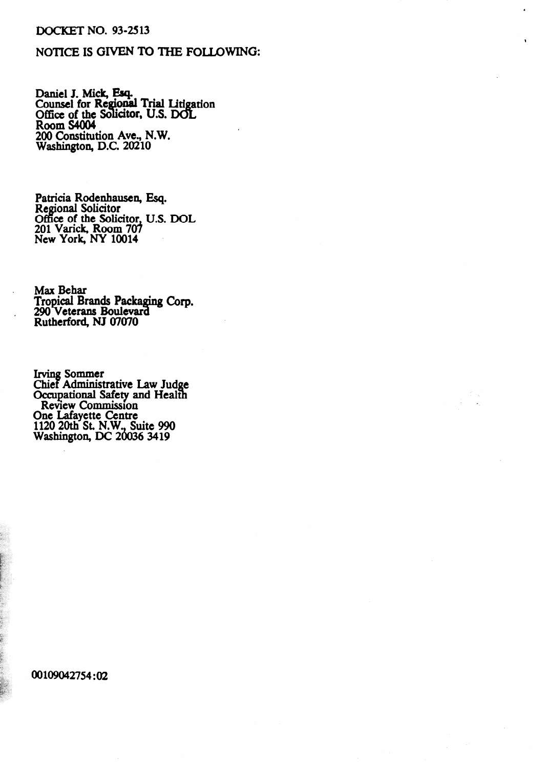DOCKET NO. 93-2513

NOTICE IS GIVEN TO THE FOLLOWING:

Daniel J. Mick, Esq.
Counsel for Regional Trial Litigation
Office of the Solicitor, U.S. DOL
Room S4004
200 Constitution Ave., N.W.
Washington, D.C. 20210

Patricia Rodenhausen, Esq.
Regional Solicitor
Office of the Solicitor, U.S. DOL
201 Varick, Room 707
New York, NY 10014

Max Behar
Tropical Brands Packaging Corp.
290 Veterans Boulevard
Rutherford, NJ 07070

Irving Sommer
Chief Administrative Law Judge
Occupational Safety and Health
Review Commission
One Lafayette Centre
1120 20th St. N.W., Suite 990
Washington, DC 20036 3419

00109042754:02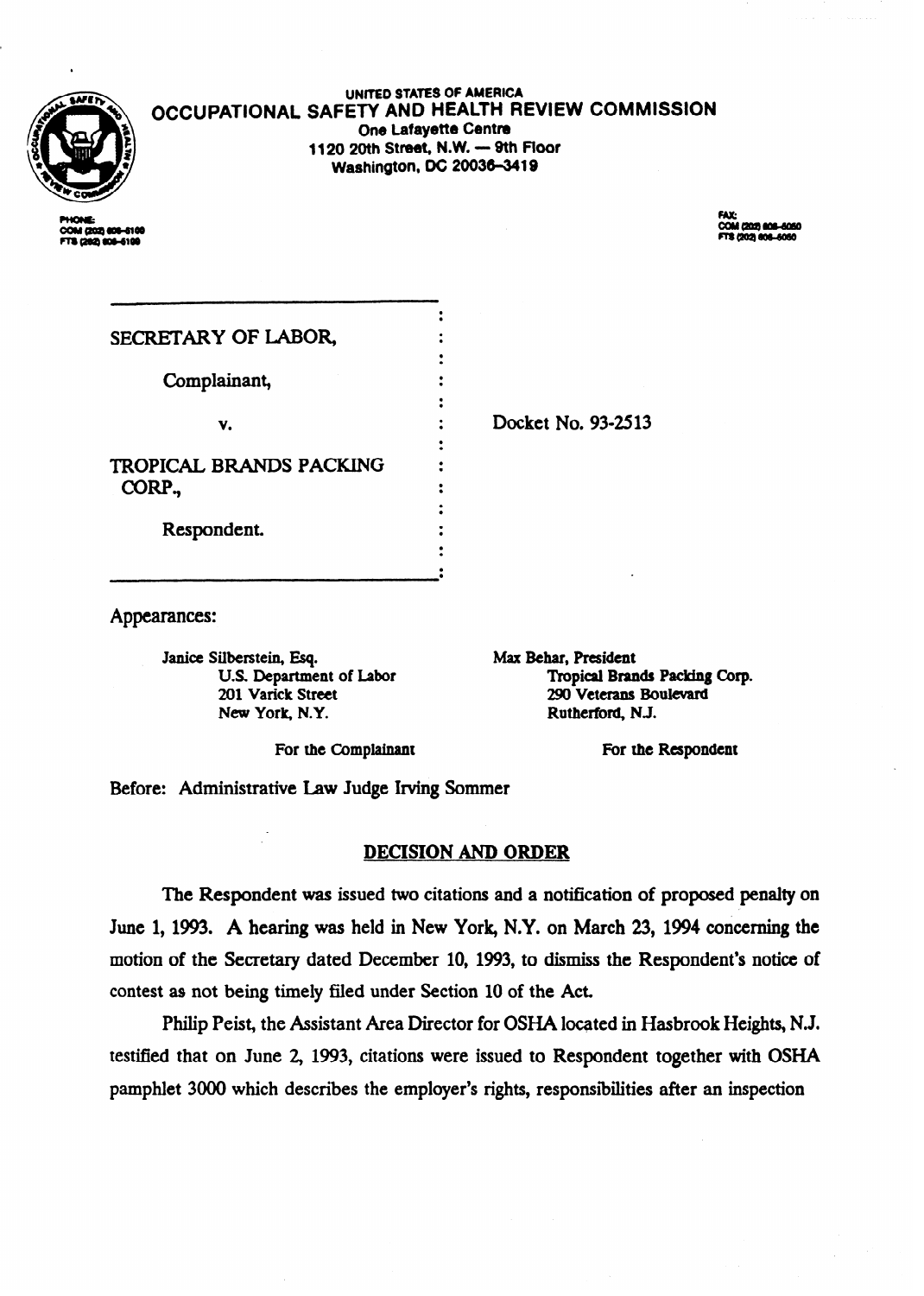UNITED STATES OF AMERICA

**OCCUPATIONAL SAFETY AND HEALTH REVIEW COMMISSION**

One Lafayette Centre
1120 20th Street, N.W. — 9th Floor
Washington, DC 20036-3419

PHONE:
COM (202) 606-5100
FTS (202) 606-5100

FAX:
COM (202) 606-5050
FTS (202) 606-5050

| | | |
|---|---|---|
| SECRETARY OF LABOR, | | |
| Complainant, | | |
| v. | | Docket No. 93-2513 |
| TROPICAL BRANDS PACKING CORP., | | |
| Respondent. | | |

Appearances:

| For the Complainant | For the Respondent |
|---|---|
| Janice Silberstein, Esq.<br>U.S. Department of Labor<br>201 Varick Street<br>New York, N.Y. | Max Behar, President<br>Tropical Brands Packing Corp.<br>290 Veterans Boulevard<br>Rutherford, N.J. |

Before: Administrative Law Judge Irving Sommer

## DECISION AND ORDER

The Respondent was issued two citations and a notification of proposed penalty on June 1, 1993. A hearing was held in New York, N.Y. on March 23, 1994 concerning the motion of the Secretary dated December 10, 1993, to dismiss the Respondent's notice of contest as not being timely filed under Section 10 of the Act.

Philip Peist, the Assistant Area Director for OSHA located in Hasbrook Heights, N.J. testified that on June 2, 1993, citations were issued to Respondent together with OSHA pamphlet 3000 which describes the employer's rights, responsibilities after an inspection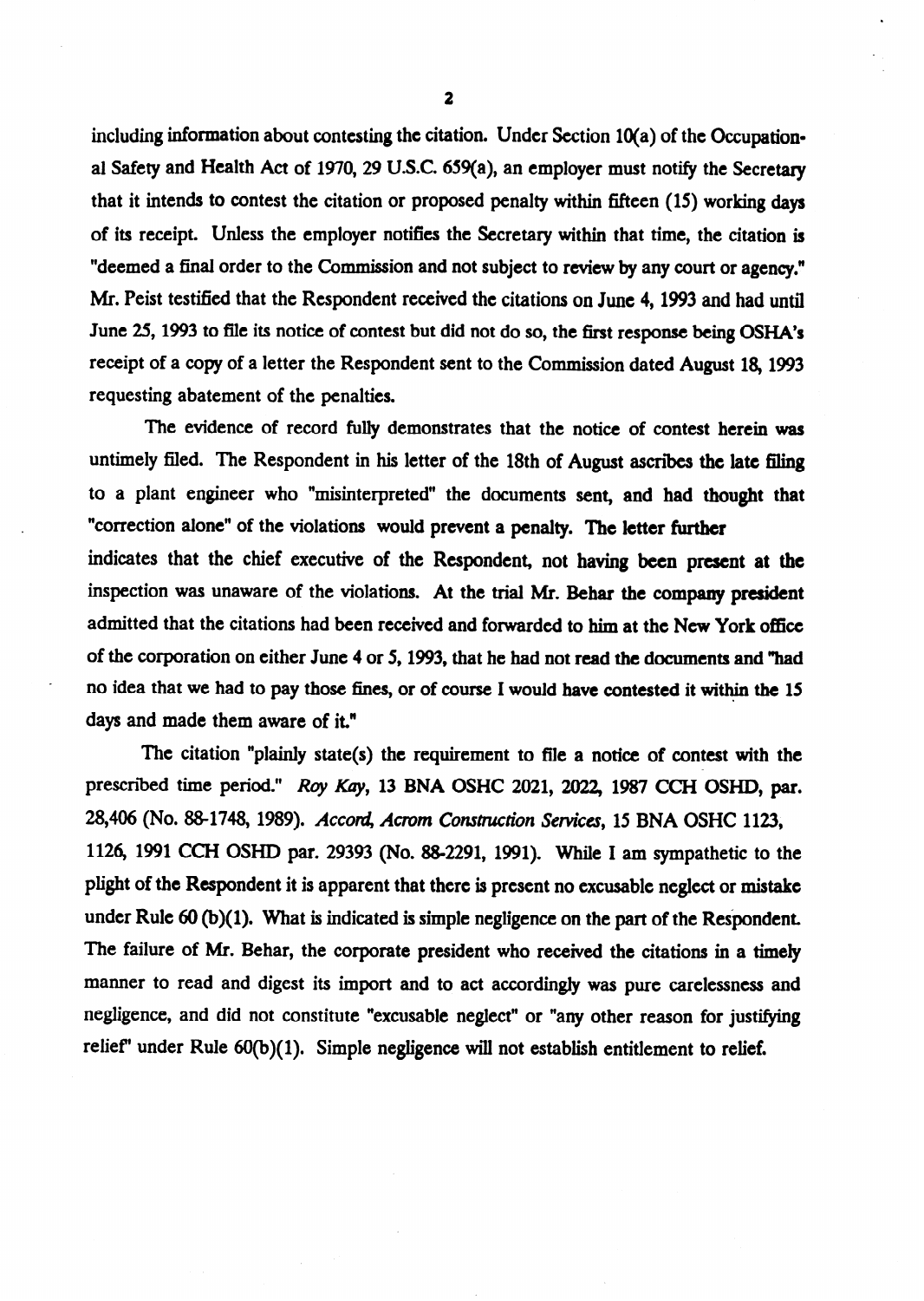including information about contesting the citation. Under Section 10(a) of the Occupational Safety and Health Act of 1970, 29 U.S.C. 659(a), an employer must notify the Secretary that it intends to contest the citation or proposed penalty within fifteen (15) working days of its receipt. Unless the employer notifies the Secretary within that time, the citation is "deemed a final order to the Commission and not subject to review by any court or agency." Mr. Peist testified that the Respondent received the citations on June 4, 1993 and had until June 25, 1993 to file its notice of contest but did not do so, the first response being OSHA's receipt of a copy of a letter the Respondent sent to the Commission dated August 18, 1993 requesting abatement of the penalties.

The evidence of record fully demonstrates that the notice of contest herein was untimely filed. The Respondent in his letter of the 18th of August ascribes the late filing to a plant engineer who "misinterpreted" the documents sent, and had thought that "correction alone" of the violations would prevent a penalty. The letter further indicates that the chief executive of the Respondent, not having been present at the inspection was unaware of the violations. At the trial Mr. Behar the company president admitted that the citations had been received and forwarded to him at the New York office of the corporation on either June 4 or 5, 1993, that he had not read the documents and "had no idea that we had to pay those fines, or of course I would have contested it within the 15 days and made them aware of it."

The citation "plainly state(s) the requirement to file a notice of contest with the prescribed time period." *Roy Kay*, 13 BNA OSHC 2021, 2022, 1987 CCH OSHD, par. 28,406 (No. 88-1748, 1989). *Accord, Acrom Construction Services*, 15 BNA OSHC 1123, 1126, 1991 CCH OSHD par. 29393 (No. 88-2291, 1991). While I am sympathetic to the plight of the Respondent it is apparent that there is present no excusable neglect or mistake under Rule 60 (b)(1). What is indicated is simple negligence on the part of the Respondent. The failure of Mr. Behar, the corporate president who received the citations in a timely manner to read and digest its import and to act accordingly was pure carelessness and negligence, and did not constitute "excusable neglect" or "any other reason for justifying relief" under Rule 60(b)(1). Simple negligence will not establish entitlement to relief.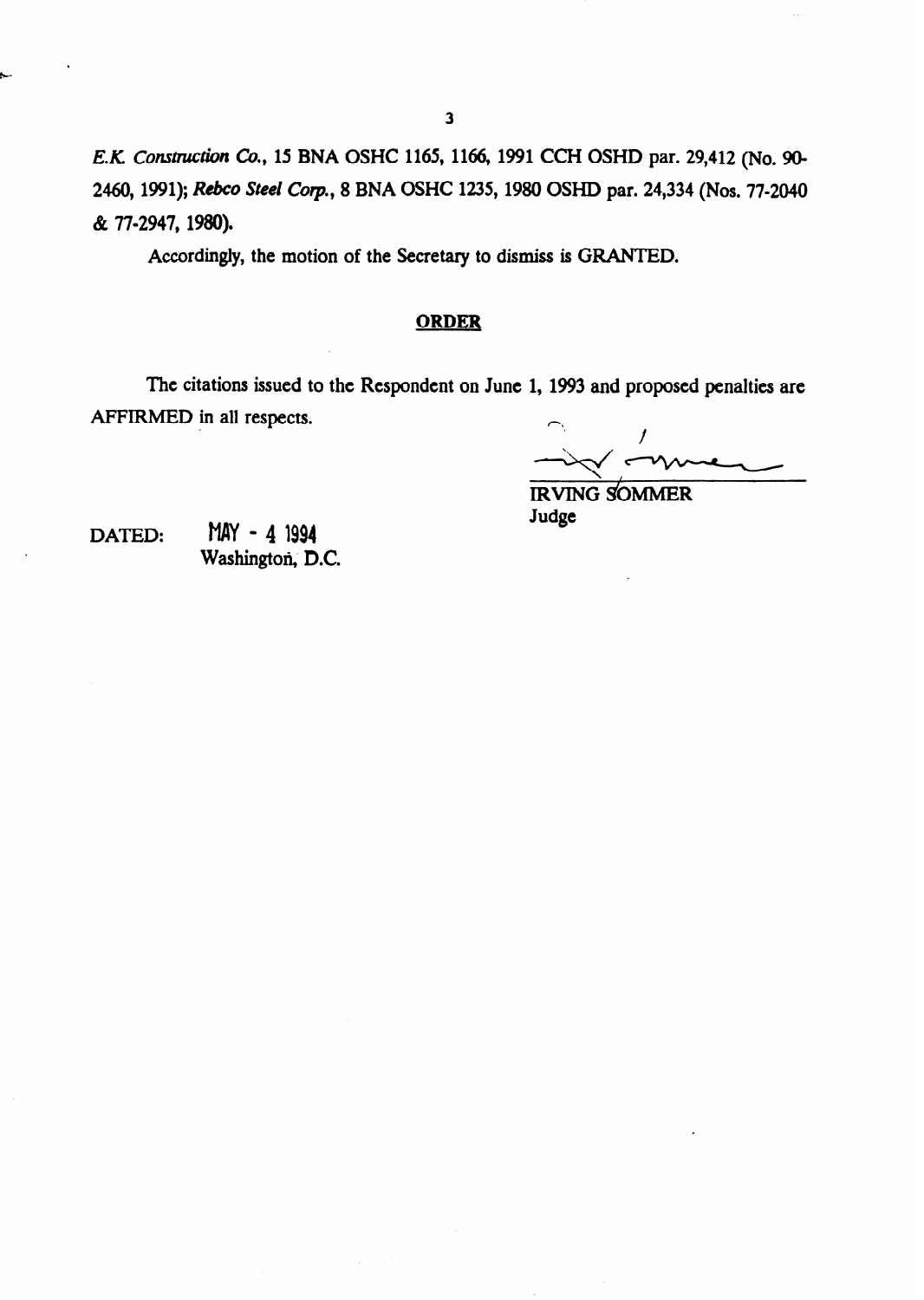*E.K. Construction Co.*, 15 BNA OSHC 1165, 1166, 1991 CCH OSHD par. 29,412 (No. 90-2460, 1991); *Rebco Steel Corp.*, 8 BNA OSHC 1235, 1980 OSHD par. 24,334 (Nos. 77-2040 & 77-2947, 1980).

Accordingly, the motion of the Secretary to dismiss is GRANTED.

## ORDER

The citations issued to the Respondent on June 1, 1993 and proposed penalties are AFFIRMED in all respects.

IRVING SOMMER
Judge

DATED: MAY - 4 1994
Washington, D.C.